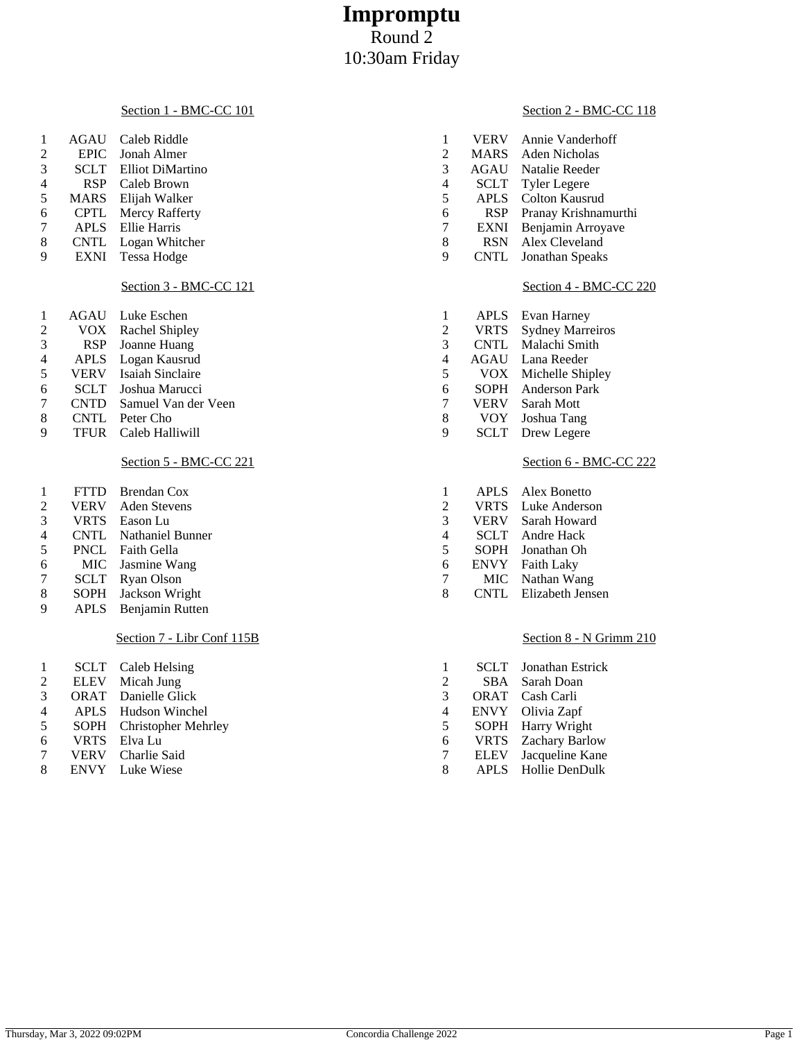# Impromptu

Round 2

10:30am Friday

### Section 1 - BMC-CC 101

| # | Code | Name |
|---|---|---|
| 1 | AGAU | Caleb Riddle |
| 2 | EPIC | Jonah Almer |
| 3 | SCLT | Elliot DiMartino |
| 4 | RSP | Caleb Brown |
| 5 | MARS | Elijah Walker |
| 6 | CPTL | Mercy Rafferty |
| 7 | APLS | Ellie Harris |
| 8 | CNTL | Logan Whitcher |
| 9 | EXNI | Tessa Hodge |

### Section 2 - BMC-CC 118

| # | Code | Name |
|---|---|---|
| 1 | VERV | Annie Vanderhoff |
| 2 | MARS | Aden Nicholas |
| 3 | AGAU | Natalie Reeder |
| 4 | SCLT | Tyler Legere |
| 5 | APLS | Colton Kausrud |
| 6 | RSP | Pranay Krishnamurthi |
| 7 | EXNI | Benjamin Arroyave |
| 8 | RSN | Alex Cleveland |
| 9 | CNTL | Jonathan Speaks |

### Section 3 - BMC-CC 121

| # | Code | Name |
|---|---|---|
| 1 | AGAU | Luke Eschen |
| 2 | VOX | Rachel Shipley |
| 3 | RSP | Joanne Huang |
| 4 | APLS | Logan Kausrud |
| 5 | VERV | Isaiah Sinclaire |
| 6 | SCLT | Joshua Marucci |
| 7 | CNTD | Samuel Van der Veen |
| 8 | CNTL | Peter Cho |
| 9 | TFUR | Caleb Halliwill |

### Section 4 - BMC-CC 220

| # | Code | Name |
|---|---|---|
| 1 | APLS | Evan Harney |
| 2 | VRTS | Sydney Marreiros |
| 3 | CNTL | Malachi Smith |
| 4 | AGAU | Lana Reeder |
| 5 | VOX | Michelle Shipley |
| 6 | SOPH | Anderson Park |
| 7 | VERV | Sarah Mott |
| 8 | VOY | Joshua Tang |
| 9 | SCLT | Drew Legere |

### Section 5 - BMC-CC 221

| # | Code | Name |
|---|---|---|
| 1 | FTTD | Brendan Cox |
| 2 | VERV | Aden Stevens |
| 3 | VRTS | Eason Lu |
| 4 | CNTL | Nathaniel Bunner |
| 5 | PNCL | Faith Gella |
| 6 | MIC | Jasmine Wang |
| 7 | SCLT | Ryan Olson |
| 8 | SOPH | Jackson Wright |
| 9 | APLS | Benjamin Rutten |

### Section 6 - BMC-CC 222

| # | Code | Name |
|---|---|---|
| 1 | APLS | Alex Bonetto |
| 2 | VRTS | Luke Anderson |
| 3 | VERV | Sarah Howard |
| 4 | SCLT | Andre Hack |
| 5 | SOPH | Jonathan Oh |
| 6 | ENVY | Faith Laky |
| 7 | MIC | Nathan Wang |
| 8 | CNTL | Elizabeth Jensen |

### Section 7 - Libr Conf 115B

| # | Code | Name |
|---|---|---|
| 1 | SCLT | Caleb Helsing |
| 2 | ELEV | Micah Jung |
| 3 | ORAT | Danielle Glick |
| 4 | APLS | Hudson Winchel |
| 5 | SOPH | Christopher Mehrley |
| 6 | VRTS | Elva Lu |
| 7 | VERV | Charlie Said |
| 8 | ENVY | Luke Wiese |

### Section 8 - N Grimm 210

| # | Code | Name |
|---|---|---|
| 1 | SCLT | Jonathan Estrick |
| 2 | SBA | Sarah Doan |
| 3 | ORAT | Cash Carli |
| 4 | ENVY | Olivia Zapf |
| 5 | SOPH | Harry Wright |
| 6 | VRTS | Zachary Barlow |
| 7 | ELEV | Jacqueline Kane |
| 8 | APLS | Hollie DenDulk |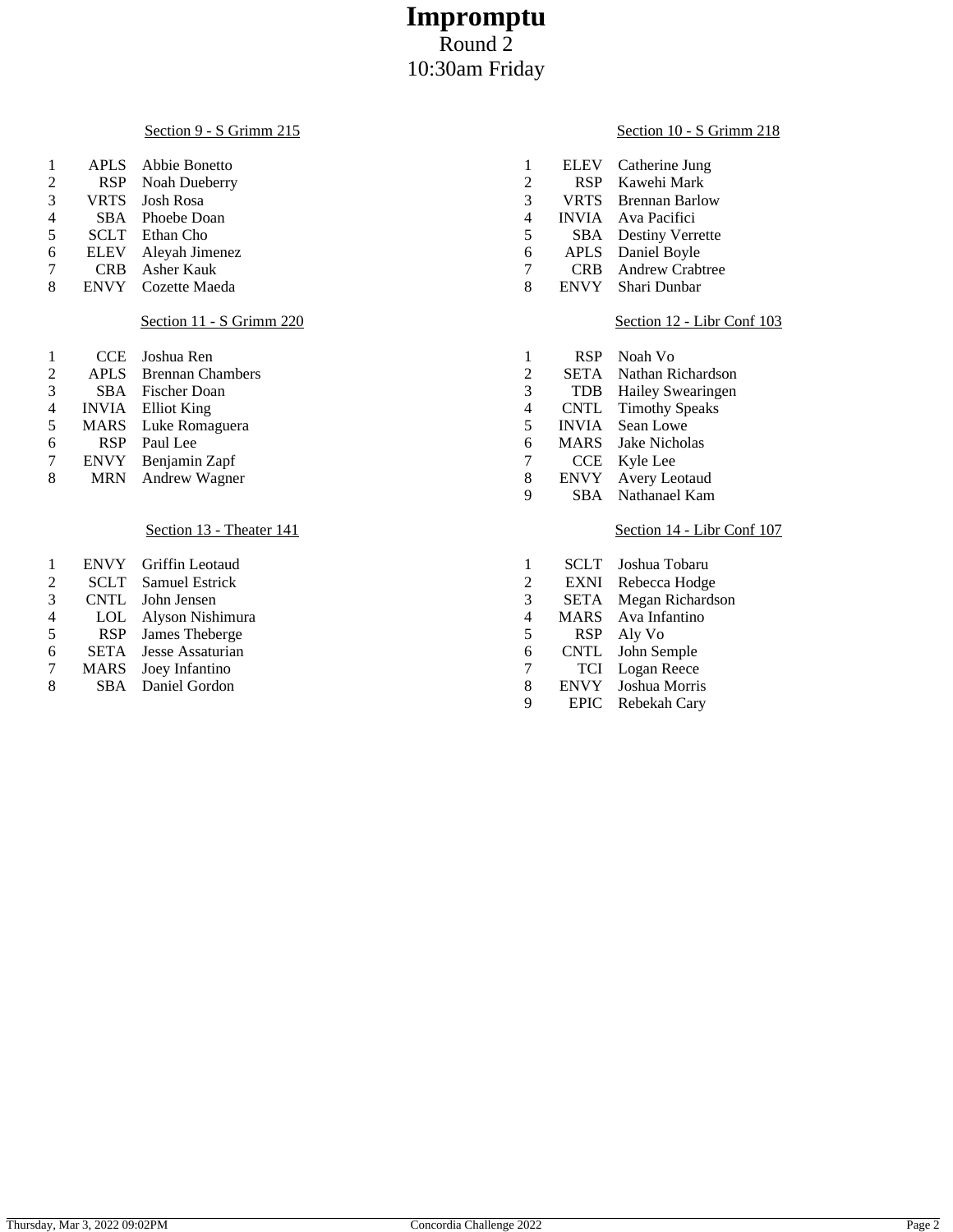# Impromptu

Round 2

10:30am Friday

### Section 9 - S Grimm 215

| | | |
|---|---|---|
| 1 | APLS | Abbie Bonetto |
| 2 | RSP | Noah Dueberry |
| 3 | VRTS | Josh Rosa |
| 4 | SBA | Phoebe Doan |
| 5 | SCLT | Ethan Cho |
| 6 | ELEV | Aleyah Jimenez |
| 7 | CRB | Asher Kauk |
| 8 | ENVY | Cozette Maeda |

### Section 10 - S Grimm 218

| | | |
|---|---|---|
| 1 | ELEV | Catherine Jung |
| 2 | RSP | Kawehi Mark |
| 3 | VRTS | Brennan Barlow |
| 4 | INVIA | Ava Pacifici |
| 5 | SBA | Destiny Verrette |
| 6 | APLS | Daniel Boyle |
| 7 | CRB | Andrew Crabtree |
| 8 | ENVY | Shari Dunbar |

### Section 11 - S Grimm 220

| | | |
|---|---|---|
| 1 | CCE | Joshua Ren |
| 2 | APLS | Brennan Chambers |
| 3 | SBA | Fischer Doan |
| 4 | INVIA | Elliot King |
| 5 | MARS | Luke Romaguera |
| 6 | RSP | Paul Lee |
| 7 | ENVY | Benjamin Zapf |
| 8 | MRN | Andrew Wagner |

### Section 12 - Libr Conf 103

| | | |
|---|---|---|
| 1 | RSP | Noah Vo |
| 2 | SETA | Nathan Richardson |
| 3 | TDB | Hailey Swearingen |
| 4 | CNTL | Timothy Speaks |
| 5 | INVIA | Sean Lowe |
| 6 | MARS | Jake Nicholas |
| 7 | CCE | Kyle Lee |
| 8 | ENVY | Avery Leotaud |
| 9 | SBA | Nathanael Kam |

### Section 13 - Theater 141

| | | |
|---|---|---|
| 1 | ENVY | Griffin Leotaud |
| 2 | SCLT | Samuel Estrick |
| 3 | CNTL | John Jensen |
| 4 | LOL | Alyson Nishimura |
| 5 | RSP | James Theberge |
| 6 | SETA | Jesse Assaturian |
| 7 | MARS | Joey Infantino |
| 8 | SBA | Daniel Gordon |

### Section 14 - Libr Conf 107

| | | |
|---|---|---|
| 1 | SCLT | Joshua Tobaru |
| 2 | EXNI | Rebecca Hodge |
| 3 | SETA | Megan Richardson |
| 4 | MARS | Ava Infantino |
| 5 | RSP | Aly Vo |
| 6 | CNTL | John Semple |
| 7 | TCI | Logan Reece |
| 8 | ENVY | Joshua Morris |
| 9 | EPIC | Rebekah Cary |